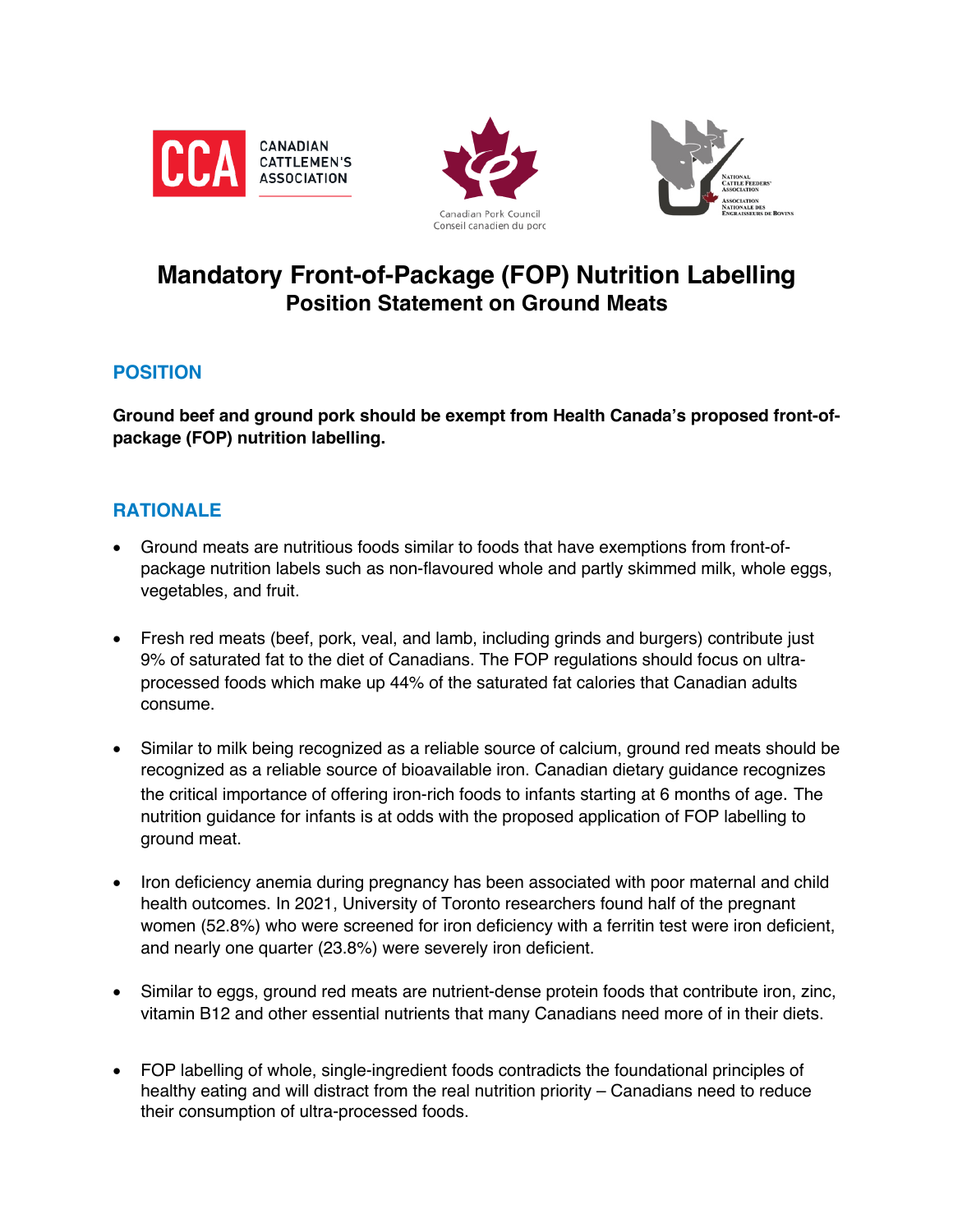# Mandatory Front-of-Package (FOP) Nutrition Labelling

## Position Statement on Ground Meats

### POSITION

**Ground beef and ground pork should be exempt from Health Canada's proposed front-of-package (FOP) nutrition labelling.**

### RATIONALE

- Ground meats are nutritious foods similar to foods that have exemptions from front-of-package nutrition labels such as non-flavoured whole and partly skimmed milk, whole eggs, vegetables, and fruit.

- Fresh red meats (beef, pork, veal, and lamb, including grinds and burgers) contribute just 9% of saturated fat to the diet of Canadians. The FOP regulations should focus on ultra-processed foods which make up 44% of the saturated fat calories that Canadian adults consume.

- Similar to milk being recognized as a reliable source of calcium, ground red meats should be recognized as a reliable source of bioavailable iron. Canadian dietary guidance recognizes the critical importance of offering iron-rich foods to infants starting at 6 months of age. The nutrition guidance for infants is at odds with the proposed application of FOP labelling to ground meat.

- Iron deficiency anemia during pregnancy has been associated with poor maternal and child health outcomes. In 2021, University of Toronto researchers found half of the pregnant women (52.8%) who were screened for iron deficiency with a ferritin test were iron deficient, and nearly one quarter (23.8%) were severely iron deficient.

- Similar to eggs, ground red meats are nutrient-dense protein foods that contribute iron, zinc, vitamin B12 and other essential nutrients that many Canadians need more of in their diets.

- FOP labelling of whole, single-ingredient foods contradicts the foundational principles of healthy eating and will distract from the real nutrition priority – Canadians need to reduce their consumption of ultra-processed foods.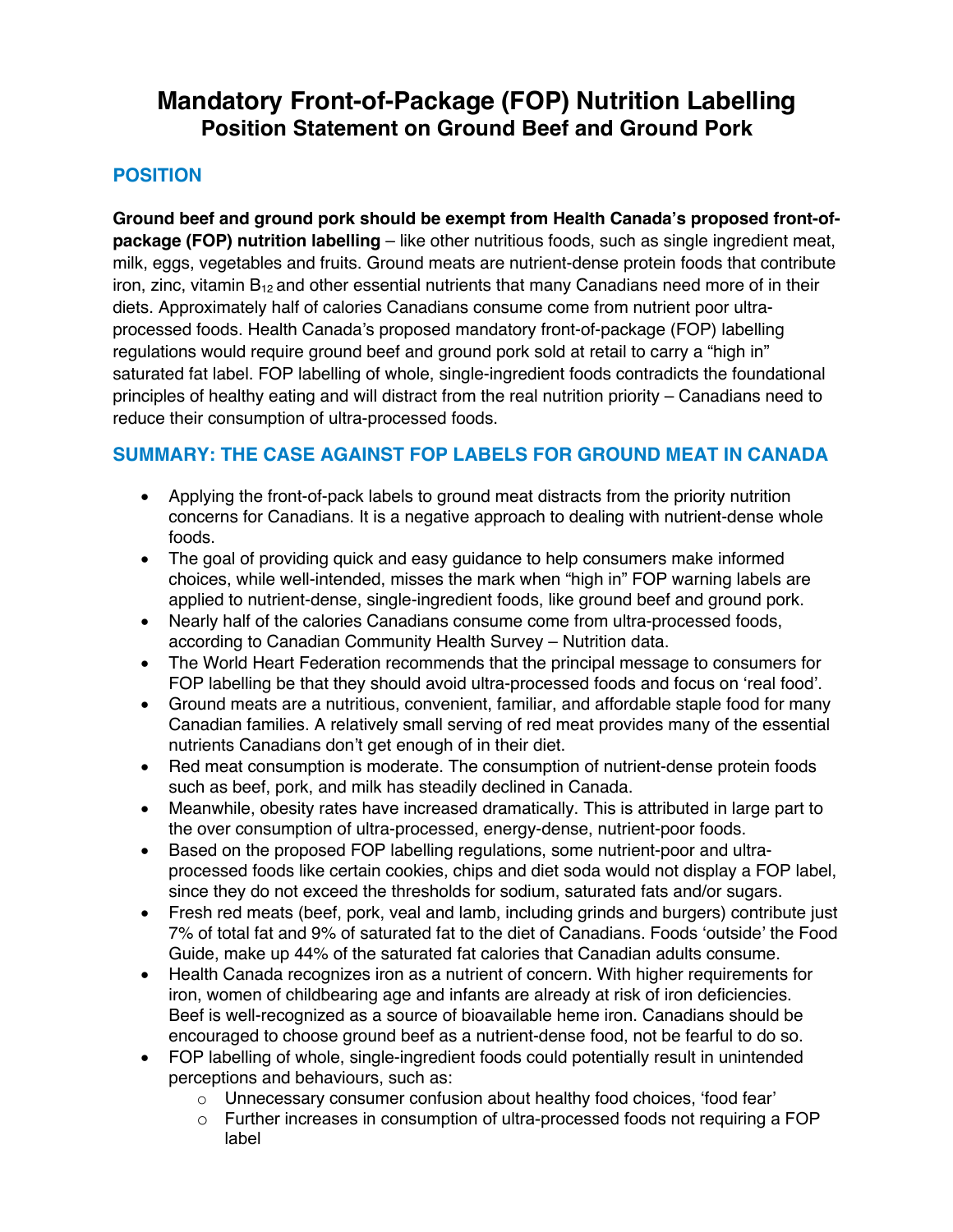# Mandatory Front-of-Package (FOP) Nutrition Labelling
## Position Statement on Ground Beef and Ground Pork

### POSITION

**Ground beef and ground pork should be exempt from Health Canada's proposed front-of-package (FOP) nutrition labelling** – like other nutritious foods, such as single ingredient meat, milk, eggs, vegetables and fruits. Ground meats are nutrient-dense protein foods that contribute iron, zinc, vitamin $B_{12}$ and other essential nutrients that many Canadians need more of in their diets. Approximately half of calories Canadians consume come from nutrient poor ultra-processed foods. Health Canada's proposed mandatory front-of-package (FOP) labelling regulations would require ground beef and ground pork sold at retail to carry a "high in" saturated fat label. FOP labelling of whole, single-ingredient foods contradicts the foundational principles of healthy eating and will distract from the real nutrition priority – Canadians need to reduce their consumption of ultra-processed foods.

### SUMMARY: THE CASE AGAINST FOP LABELS FOR GROUND MEAT IN CANADA

- Applying the front-of-pack labels to ground meat distracts from the priority nutrition concerns for Canadians. It is a negative approach to dealing with nutrient-dense whole foods.
- The goal of providing quick and easy guidance to help consumers make informed choices, while well-intended, misses the mark when "high in" FOP warning labels are applied to nutrient-dense, single-ingredient foods, like ground beef and ground pork.
- Nearly half of the calories Canadians consume come from ultra-processed foods, according to Canadian Community Health Survey – Nutrition data.
- The World Heart Federation recommends that the principal message to consumers for FOP labelling be that they should avoid ultra-processed foods and focus on 'real food'.
- Ground meats are a nutritious, convenient, familiar, and affordable staple food for many Canadian families. A relatively small serving of red meat provides many of the essential nutrients Canadians don't get enough of in their diet.
- Red meat consumption is moderate. The consumption of nutrient-dense protein foods such as beef, pork, and milk has steadily declined in Canada.
- Meanwhile, obesity rates have increased dramatically. This is attributed in large part to the over consumption of ultra-processed, energy-dense, nutrient-poor foods.
- Based on the proposed FOP labelling regulations, some nutrient-poor and ultra-processed foods like certain cookies, chips and diet soda would not display a FOP label, since they do not exceed the thresholds for sodium, saturated fats and/or sugars.
- Fresh red meats (beef, pork, veal and lamb, including grinds and burgers) contribute just 7% of total fat and 9% of saturated fat to the diet of Canadians. Foods 'outside' the Food Guide, make up 44% of the saturated fat calories that Canadian adults consume.
- Health Canada recognizes iron as a nutrient of concern. With higher requirements for iron, women of childbearing age and infants are already at risk of iron deficiencies. Beef is well-recognized as a source of bioavailable heme iron. Canadians should be encouraged to choose ground beef as a nutrient-dense food, not be fearful to do so.
- FOP labelling of whole, single-ingredient foods could potentially result in unintended perceptions and behaviours, such as:
  - Unnecessary consumer confusion about healthy food choices, 'food fear'
  - Further increases in consumption of ultra-processed foods not requiring a FOP label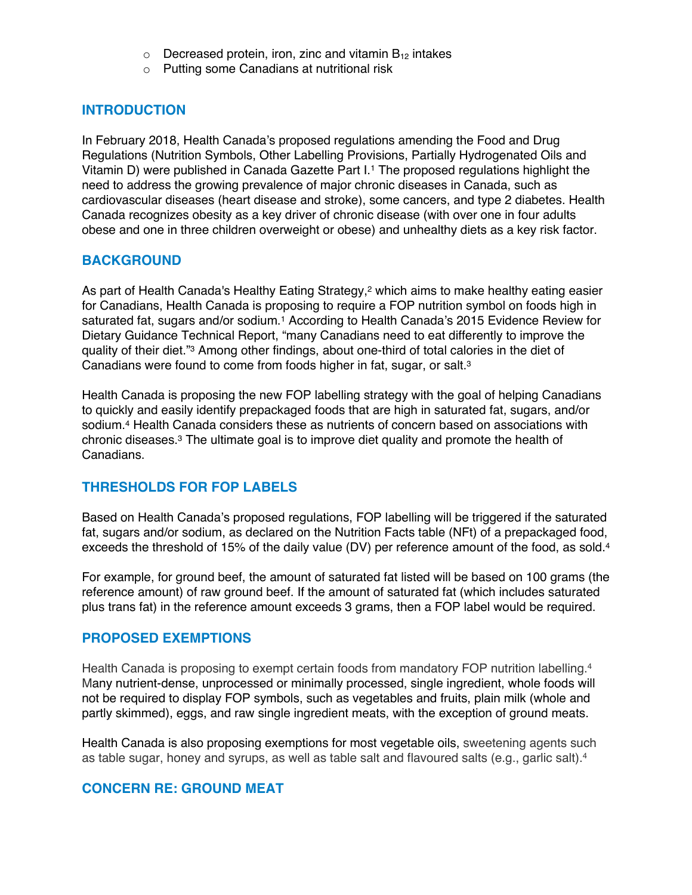- Decreased protein, iron, zinc and vitamin $B_{12}$ intakes
    - Putting some Canadians at nutritional risk

## INTRODUCTION

In February 2018, Health Canada's proposed regulations amending the Food and Drug Regulations (Nutrition Symbols, Other Labelling Provisions, Partially Hydrogenated Oils and Vitamin D) were published in Canada Gazette Part I.[1] The proposed regulations highlight the need to address the growing prevalence of major chronic diseases in Canada, such as cardiovascular diseases (heart disease and stroke), some cancers, and type 2 diabetes. Health Canada recognizes obesity as a key driver of chronic disease (with over one in four adults obese and one in three children overweight or obese) and unhealthy diets as a key risk factor.

## BACKGROUND

As part of Health Canada's Healthy Eating Strategy,[2] which aims to make healthy eating easier for Canadians, Health Canada is proposing to require a FOP nutrition symbol on foods high in saturated fat, sugars and/or sodium.[1] According to Health Canada's 2015 Evidence Review for Dietary Guidance Technical Report, "many Canadians need to eat differently to improve the quality of their diet."[3] Among other findings, about one-third of total calories in the diet of Canadians were found to come from foods higher in fat, sugar, or salt.[3]

Health Canada is proposing the new FOP labelling strategy with the goal of helping Canadians to quickly and easily identify prepackaged foods that are high in saturated fat, sugars, and/or sodium.[4] Health Canada considers these as nutrients of concern based on associations with chronic diseases.[3] The ultimate goal is to improve diet quality and promote the health of Canadians.

## THRESHOLDS FOR FOP LABELS

Based on Health Canada's proposed regulations, FOP labelling will be triggered if the saturated fat, sugars and/or sodium, as declared on the Nutrition Facts table (NFt) of a prepackaged food, exceeds the threshold of 15% of the daily value (DV) per reference amount of the food, as sold.[4]

For example, for ground beef, the amount of saturated fat listed will be based on 100 grams (the reference amount) of raw ground beef. If the amount of saturated fat (which includes saturated plus trans fat) in the reference amount exceeds 3 grams, then a FOP label would be required.

## PROPOSED EXEMPTIONS

Health Canada is proposing to exempt certain foods from mandatory FOP nutrition labelling.[4] Many nutrient-dense, unprocessed or minimally processed, single ingredient, whole foods will not be required to display FOP symbols, such as vegetables and fruits, plain milk (whole and partly skimmed), eggs, and raw single ingredient meats, with the exception of ground meats.

Health Canada is also proposing exemptions for most vegetable oils, sweetening agents such as table sugar, honey and syrups, as well as table salt and flavoured salts (e.g., garlic salt).[4]

## CONCERN RE: GROUND MEAT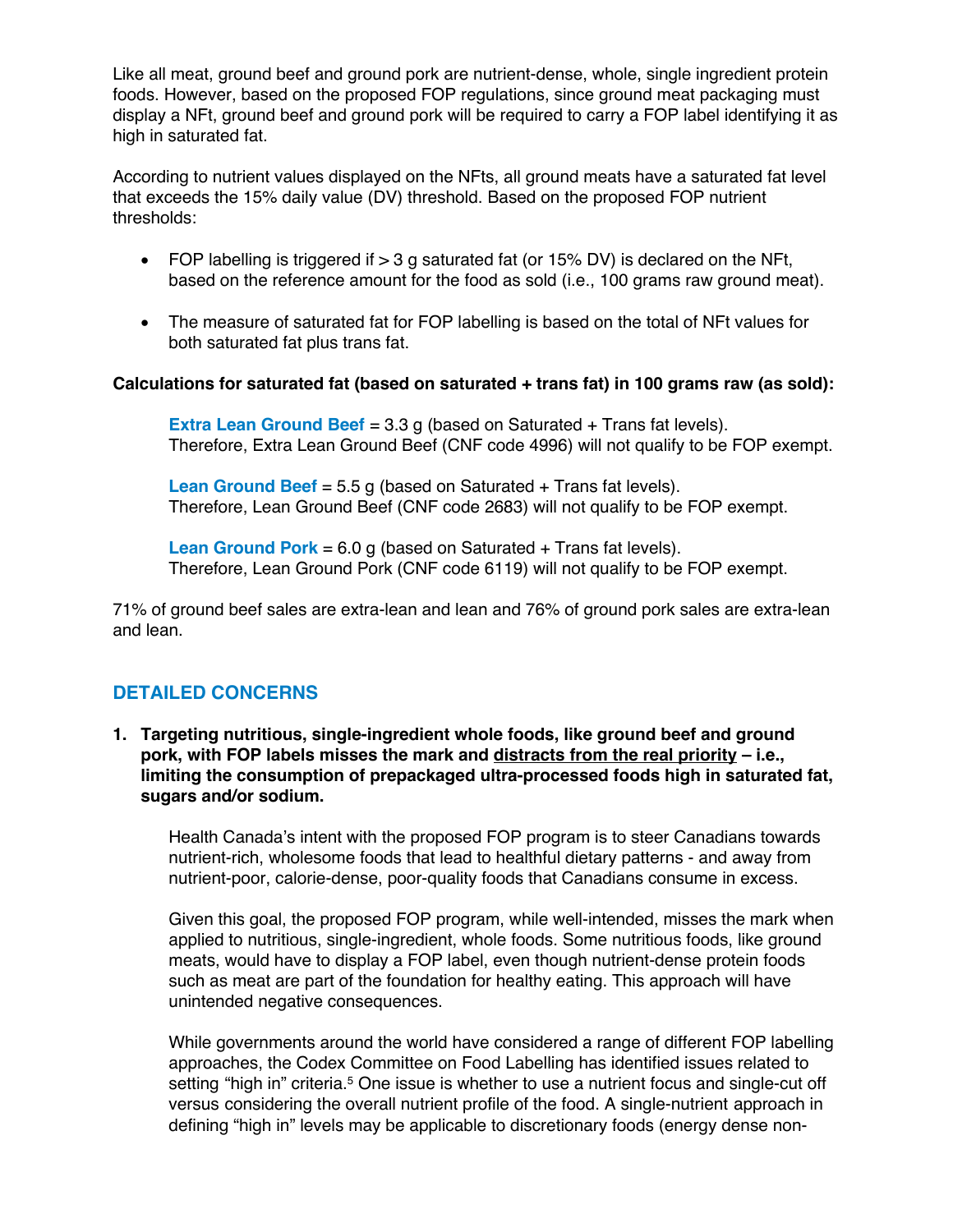Like all meat, ground beef and ground pork are nutrient-dense, whole, single ingredient protein foods. However, based on the proposed FOP regulations, since ground meat packaging must display a NFt, ground beef and ground pork will be required to carry a FOP label identifying it as high in saturated fat.

According to nutrient values displayed on the NFts, all ground meats have a saturated fat level that exceeds the 15% daily value (DV) threshold. Based on the proposed FOP nutrient thresholds:

- FOP labelling is triggered if > 3 g saturated fat (or 15% DV) is declared on the NFt, based on the reference amount for the food as sold (i.e., 100 grams raw ground meat).
- The measure of saturated fat for FOP labelling is based on the total of NFt values for both saturated fat plus trans fat.

**Calculations for saturated fat (based on saturated + trans fat) in 100 grams raw (as sold):**

**Extra Lean Ground Beef** = 3.3 g (based on Saturated + Trans fat levels).
Therefore, Extra Lean Ground Beef (CNF code 4996) will not qualify to be FOP exempt.

**Lean Ground Beef** = 5.5 g (based on Saturated + Trans fat levels).
Therefore, Lean Ground Beef (CNF code 2683) will not qualify to be FOP exempt.

**Lean Ground Pork** = 6.0 g (based on Saturated + Trans fat levels).
Therefore, Lean Ground Pork (CNF code 6119) will not qualify to be FOP exempt.

71% of ground beef sales are extra-lean and lean and 76% of ground pork sales are extra-lean and lean.

## DETAILED CONCERNS

1. **Targeting nutritious, single-ingredient whole foods, like ground beef and ground pork, with FOP labels misses the mark and distracts from the real priority – i.e., limiting the consumption of prepackaged ultra-processed foods high in saturated fat, sugars and/or sodium.**

   Health Canada's intent with the proposed FOP program is to steer Canadians towards nutrient-rich, wholesome foods that lead to healthful dietary patterns - and away from nutrient-poor, calorie-dense, poor-quality foods that Canadians consume in excess.

   Given this goal, the proposed FOP program, while well-intended, misses the mark when applied to nutritious, single-ingredient, whole foods. Some nutritious foods, like ground meats, would have to display a FOP label, even though nutrient-dense protein foods such as meat are part of the foundation for healthy eating. This approach will have unintended negative consequences.

   While governments around the world have considered a range of different FOP labelling approaches, the Codex Committee on Food Labelling has identified issues related to setting "high in" criteria.[5] One issue is whether to use a nutrient focus and single-cut off versus considering the overall nutrient profile of the food. A single-nutrient approach in defining "high in" levels may be applicable to discretionary foods (energy dense non-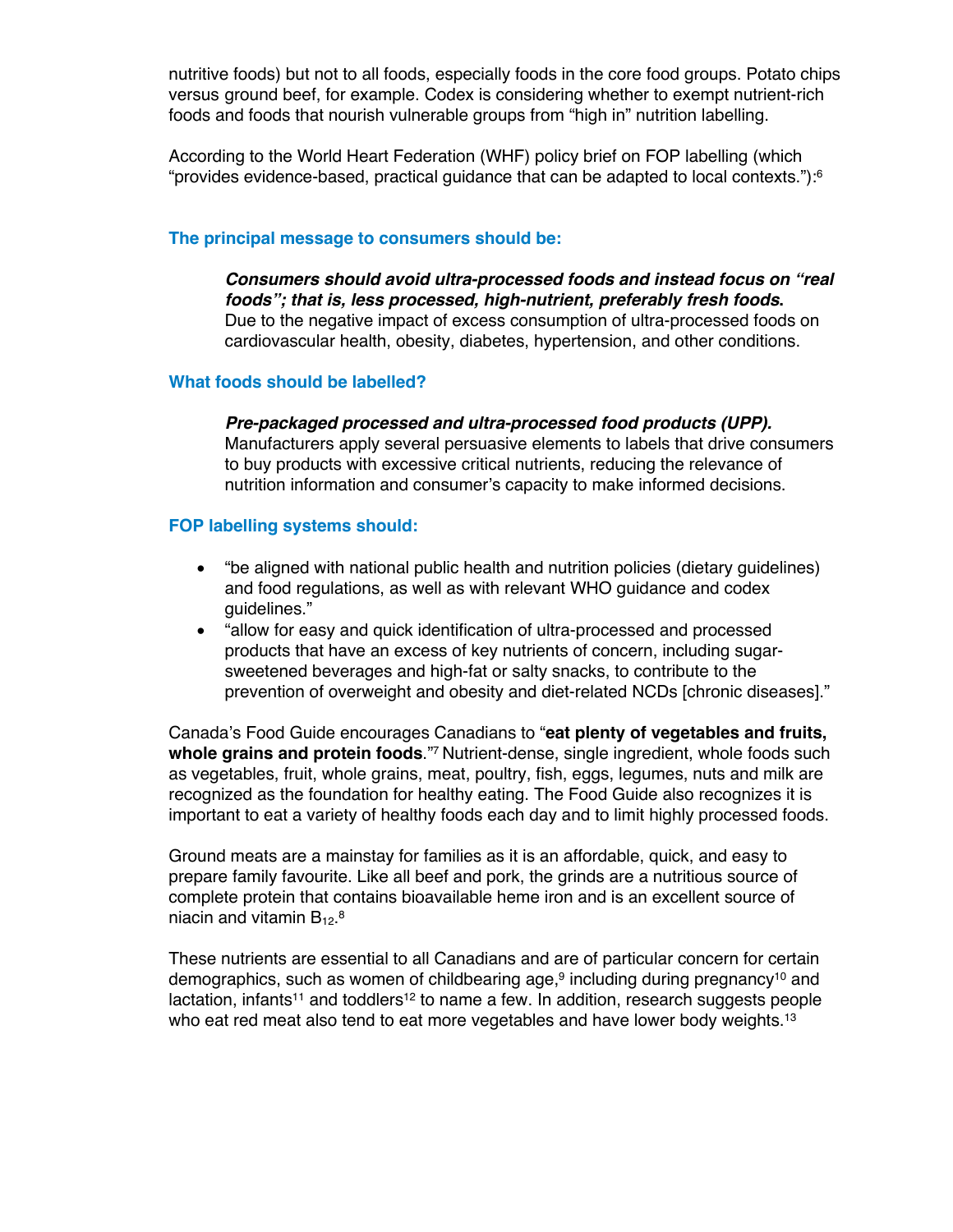nutritive foods) but not to all foods, especially foods in the core food groups. Potato chips versus ground beef, for example. Codex is considering whether to exempt nutrient-rich foods and foods that nourish vulnerable groups from "high in" nutrition labelling.

According to the World Heart Federation (WHF) policy brief on FOP labelling (which "provides evidence-based, practical guidance that can be adapted to local contexts."):[6]

### The principal message to consumers should be:

> ***Consumers should avoid ultra-processed foods and instead focus on "real foods"; that is, less processed, high-nutrient, preferably fresh foods.*** Due to the negative impact of excess consumption of ultra-processed foods on cardiovascular health, obesity, diabetes, hypertension, and other conditions.

### What foods should be labelled?

> ***Pre-packaged processed and ultra-processed food products (UPP).*** Manufacturers apply several persuasive elements to labels that drive consumers to buy products with excessive critical nutrients, reducing the relevance of nutrition information and consumer's capacity to make informed decisions.

### FOP labelling systems should:

- "be aligned with national public health and nutrition policies (dietary guidelines) and food regulations, as well as with relevant WHO guidance and codex guidelines."
- "allow for easy and quick identification of ultra-processed and processed products that have an excess of key nutrients of concern, including sugar-sweetened beverages and high-fat or salty snacks, to contribute to the prevention of overweight and obesity and diet-related NCDs [chronic diseases]."

Canada's Food Guide encourages Canadians to "**eat plenty of vegetables and fruits, whole grains and protein foods**."[7] Nutrient-dense, single ingredient, whole foods such as vegetables, fruit, whole grains, meat, poultry, fish, eggs, legumes, nuts and milk are recognized as the foundation for healthy eating. The Food Guide also recognizes it is important to eat a variety of healthy foods each day and to limit highly processed foods.

Ground meats are a mainstay for families as it is an affordable, quick, and easy to prepare family favourite. Like all beef and pork, the grinds are a nutritious source of complete protein that contains bioavailable heme iron and is an excellent source of niacin and vitamin $B_{12}$.[8]

These nutrients are essential to all Canadians and are of particular concern for certain demographics, such as women of childbearing age,[9] including during pregnancy[10] and lactation, infants[11] and toddlers[12] to name a few. In addition, research suggests people who eat red meat also tend to eat more vegetables and have lower body weights.[13]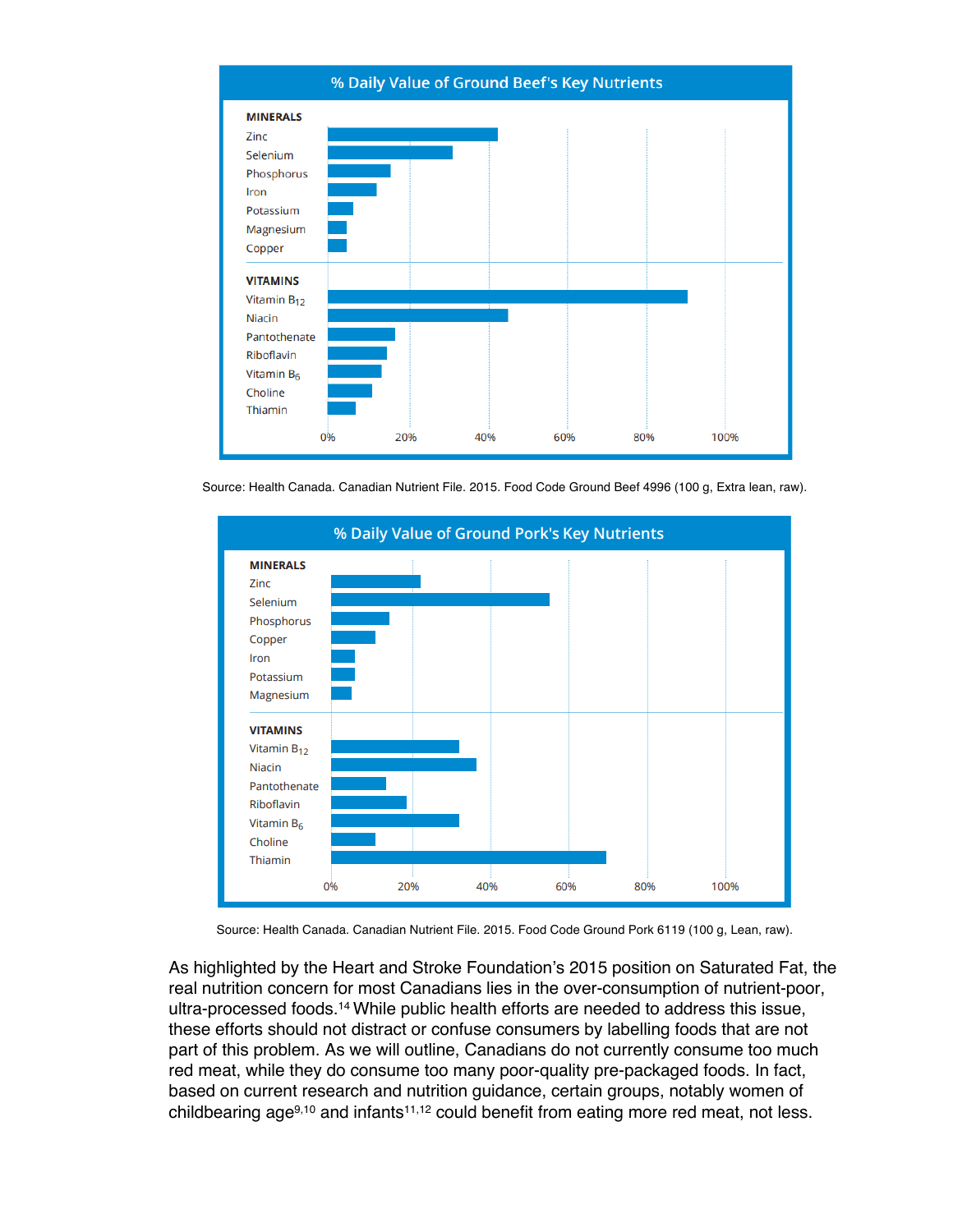**% Daily Value of Ground Beef's Key Nutrients**

MINERALS: Zinc, Selenium, Phosphorus, Iron, Potassium, Magnesium, Copper

VITAMINS: Vitamin $B_{12}$, Niacin, Pantothenate, Riboflavin, Vitamin $B_6$, Choline, Thiamin

0% 20% 40% 60% 80% 100%

Source: Health Canada. Canadian Nutrient File. 2015. Food Code Ground Beef 4996 (100 g, Extra lean, raw).

**% Daily Value of Ground Pork's Key Nutrients**

MINERALS: Zinc, Selenium, Phosphorus, Copper, Iron, Potassium, Magnesium

VITAMINS: Vitamin $B_{12}$, Niacin, Pantothenate, Riboflavin, Vitamin $B_6$, Choline, Thiamin

0% 20% 40% 60% 80% 100%

Source: Health Canada. Canadian Nutrient File. 2015. Food Code Ground Pork 6119 (100 g, Lean, raw).

As highlighted by the Heart and Stroke Foundation's 2015 position on Saturated Fat, the real nutrition concern for most Canadians lies in the over-consumption of nutrient-poor, ultra-processed foods.[14] While public health efforts are needed to address this issue, these efforts should not distract or confuse consumers by labelling foods that are not part of this problem. As we will outline, Canadians do not currently consume too much red meat, while they do consume too many poor-quality pre-packaged foods. In fact, based on current research and nutrition guidance, certain groups, notably women of childbearing age[9,10] and infants[11,12] could benefit from eating more red meat, not less.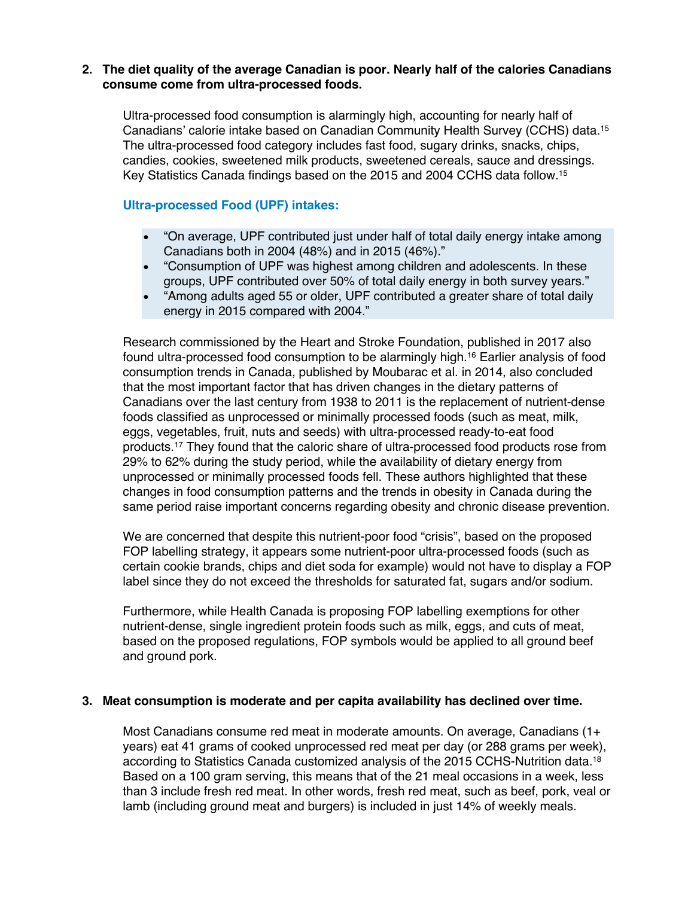**2. The diet quality of the average Canadian is poor. Nearly half of the calories Canadians consume come from ultra-processed foods.**

Ultra-processed food consumption is alarmingly high, accounting for nearly half of Canadians' calorie intake based on Canadian Community Health Survey (CCHS) data.[15] The ultra-processed food category includes fast food, sugary drinks, snacks, chips, candies, cookies, sweetened milk products, sweetened cereals, sauce and dressings. Key Statistics Canada findings based on the 2015 and 2004 CCHS data follow.[15]

### Ultra-processed Food (UPF) intakes:

- "On average, UPF contributed just under half of total daily energy intake among Canadians both in 2004 (48%) and in 2015 (46%)."
- "Consumption of UPF was highest among children and adolescents. In these groups, UPF contributed over 50% of total daily energy in both survey years."
- "Among adults aged 55 or older, UPF contributed a greater share of total daily energy in 2015 compared with 2004."

Research commissioned by the Heart and Stroke Foundation, published in 2017 also found ultra-processed food consumption to be alarmingly high.[16] Earlier analysis of food consumption trends in Canada, published by Moubarac et al. in 2014, also concluded that the most important factor that has driven changes in the dietary patterns of Canadians over the last century from 1938 to 2011 is the replacement of nutrient-dense foods classified as unprocessed or minimally processed foods (such as meat, milk, eggs, vegetables, fruit, nuts and seeds) with ultra-processed ready-to-eat food products.[17] They found that the caloric share of ultra-processed food products rose from 29% to 62% during the study period, while the availability of dietary energy from unprocessed or minimally processed foods fell. These authors highlighted that these changes in food consumption patterns and the trends in obesity in Canada during the same period raise important concerns regarding obesity and chronic disease prevention.

We are concerned that despite this nutrient-poor food "crisis", based on the proposed FOP labelling strategy, it appears some nutrient-poor ultra-processed foods (such as certain cookie brands, chips and diet soda for example) would not have to display a FOP label since they do not exceed the thresholds for saturated fat, sugars and/or sodium.

Furthermore, while Health Canada is proposing FOP labelling exemptions for other nutrient-dense, single ingredient protein foods such as milk, eggs, and cuts of meat, based on the proposed regulations, FOP symbols would be applied to all ground beef and ground pork.

**3. Meat consumption is moderate and per capita availability has declined over time.**

Most Canadians consume red meat in moderate amounts. On average, Canadians (1+ years) eat 41 grams of cooked unprocessed red meat per day (or 288 grams per week), according to Statistics Canada customized analysis of the 2015 CCHS-Nutrition data.[18] Based on a 100 gram serving, this means that of the 21 meal occasions in a week, less than 3 include fresh red meat. In other words, fresh red meat, such as beef, pork, veal or lamb (including ground meat and burgers) is included in just 14% of weekly meals.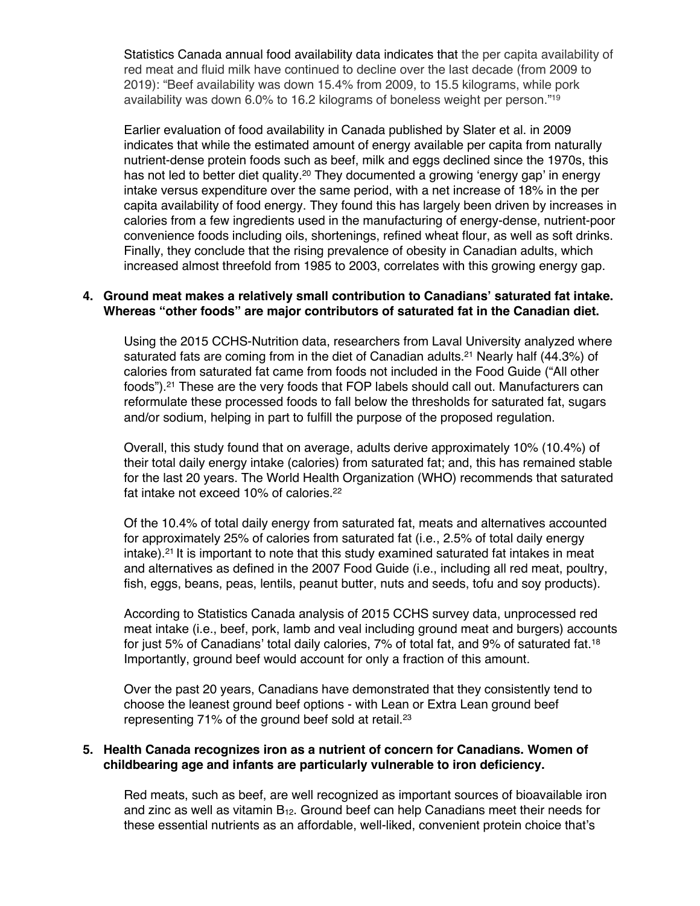Statistics Canada annual food availability data indicates that the per capita availability of red meat and fluid milk have continued to decline over the last decade (from 2009 to 2019): "Beef availability was down 15.4% from 2009, to 15.5 kilograms, while pork availability was down 6.0% to 16.2 kilograms of boneless weight per person."[19]

Earlier evaluation of food availability in Canada published by Slater et al. in 2009 indicates that while the estimated amount of energy available per capita from naturally nutrient-dense protein foods such as beef, milk and eggs declined since the 1970s, this has not led to better diet quality.[20] They documented a growing 'energy gap' in energy intake versus expenditure over the same period, with a net increase of 18% in the per capita availability of food energy. They found this has largely been driven by increases in calories from a few ingredients used in the manufacturing of energy-dense, nutrient-poor convenience foods including oils, shortenings, refined wheat flour, as well as soft drinks. Finally, they conclude that the rising prevalence of obesity in Canadian adults, which increased almost threefold from 1985 to 2003, correlates with this growing energy gap.

4. **Ground meat makes a relatively small contribution to Canadians' saturated fat intake. Whereas "other foods" are major contributors of saturated fat in the Canadian diet.**

Using the 2015 CCHS-Nutrition data, researchers from Laval University analyzed where saturated fats are coming from in the diet of Canadian adults.[21] Nearly half (44.3%) of calories from saturated fat came from foods not included in the Food Guide ("All other foods").[21] These are the very foods that FOP labels should call out. Manufacturers can reformulate these processed foods to fall below the thresholds for saturated fat, sugars and/or sodium, helping in part to fulfill the purpose of the proposed regulation.

Overall, this study found that on average, adults derive approximately 10% (10.4%) of their total daily energy intake (calories) from saturated fat; and, this has remained stable for the last 20 years. The World Health Organization (WHO) recommends that saturated fat intake not exceed 10% of calories.[22]

Of the 10.4% of total daily energy from saturated fat, meats and alternatives accounted for approximately 25% of calories from saturated fat (i.e., 2.5% of total daily energy intake).[21] It is important to note that this study examined saturated fat intakes in meat and alternatives as defined in the 2007 Food Guide (i.e., including all red meat, poultry, fish, eggs, beans, peas, lentils, peanut butter, nuts and seeds, tofu and soy products).

According to Statistics Canada analysis of 2015 CCHS survey data, unprocessed red meat intake (i.e., beef, pork, lamb and veal including ground meat and burgers) accounts for just 5% of Canadians' total daily calories, 7% of total fat, and 9% of saturated fat.[18] Importantly, ground beef would account for only a fraction of this amount.

Over the past 20 years, Canadians have demonstrated that they consistently tend to choose the leanest ground beef options - with Lean or Extra Lean ground beef representing 71% of the ground beef sold at retail.[23]

5. **Health Canada recognizes iron as a nutrient of concern for Canadians. Women of childbearing age and infants are particularly vulnerable to iron deficiency.**

Red meats, such as beef, are well recognized as important sources of bioavailable iron and zinc as well as vitamin $B_{12}$. Ground beef can help Canadians meet their needs for these essential nutrients as an affordable, well-liked, convenient protein choice that's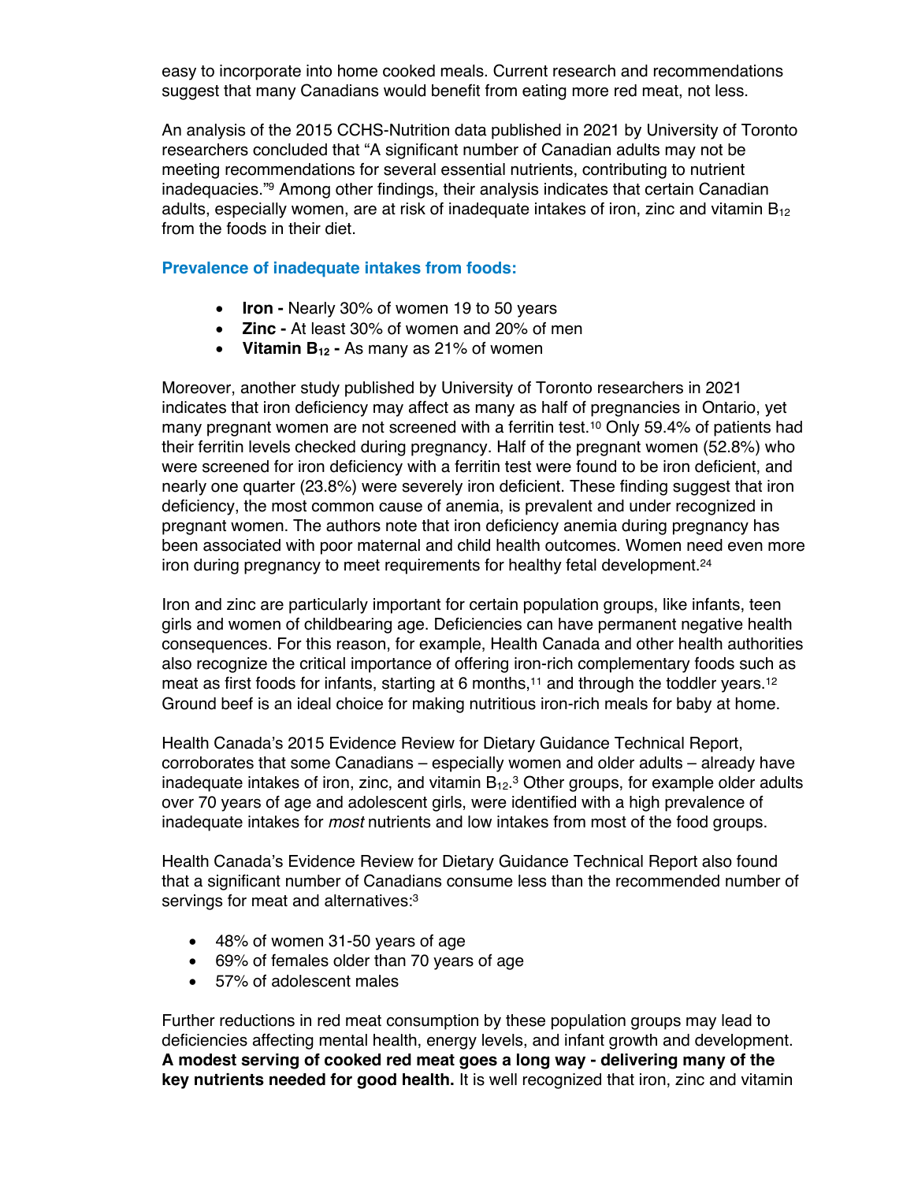easy to incorporate into home cooked meals. Current research and recommendations suggest that many Canadians would benefit from eating more red meat, not less.

An analysis of the 2015 CCHS-Nutrition data published in 2021 by University of Toronto researchers concluded that "A significant number of Canadian adults may not be meeting recommendations for several essential nutrients, contributing to nutrient inadequacies."[9] Among other findings, their analysis indicates that certain Canadian adults, especially women, are at risk of inadequate intakes of iron, zinc and vitamin $B_{12}$ from the foods in their diet.

### Prevalence of inadequate intakes from foods:

- **Iron -** Nearly 30% of women 19 to 50 years
- **Zinc -** At least 30% of women and 20% of men
- **Vitamin $B_{12}$ -** As many as 21% of women

Moreover, another study published by University of Toronto researchers in 2021 indicates that iron deficiency may affect as many as half of pregnancies in Ontario, yet many pregnant women are not screened with a ferritin test.[10] Only 59.4% of patients had their ferritin levels checked during pregnancy. Half of the pregnant women (52.8%) who were screened for iron deficiency with a ferritin test were found to be iron deficient, and nearly one quarter (23.8%) were severely iron deficient. These finding suggest that iron deficiency, the most common cause of anemia, is prevalent and under recognized in pregnant women. The authors note that iron deficiency anemia during pregnancy has been associated with poor maternal and child health outcomes. Women need even more iron during pregnancy to meet requirements for healthy fetal development.[24]

Iron and zinc are particularly important for certain population groups, like infants, teen girls and women of childbearing age. Deficiencies can have permanent negative health consequences. For this reason, for example, Health Canada and other health authorities also recognize the critical importance of offering iron-rich complementary foods such as meat as first foods for infants, starting at 6 months,[11] and through the toddler years.[12] Ground beef is an ideal choice for making nutritious iron-rich meals for baby at home.

Health Canada's 2015 Evidence Review for Dietary Guidance Technical Report, corroborates that some Canadians – especially women and older adults – already have inadequate intakes of iron, zinc, and vitamin $B_{12}$.[3] Other groups, for example older adults over 70 years of age and adolescent girls, were identified with a high prevalence of inadequate intakes for *most* nutrients and low intakes from most of the food groups.

Health Canada's Evidence Review for Dietary Guidance Technical Report also found that a significant number of Canadians consume less than the recommended number of servings for meat and alternatives:[3]

- 48% of women 31-50 years of age
- 69% of females older than 70 years of age
- 57% of adolescent males

Further reductions in red meat consumption by these population groups may lead to deficiencies affecting mental health, energy levels, and infant growth and development. **A modest serving of cooked red meat goes a long way - delivering many of the key nutrients needed for good health.** It is well recognized that iron, zinc and vitamin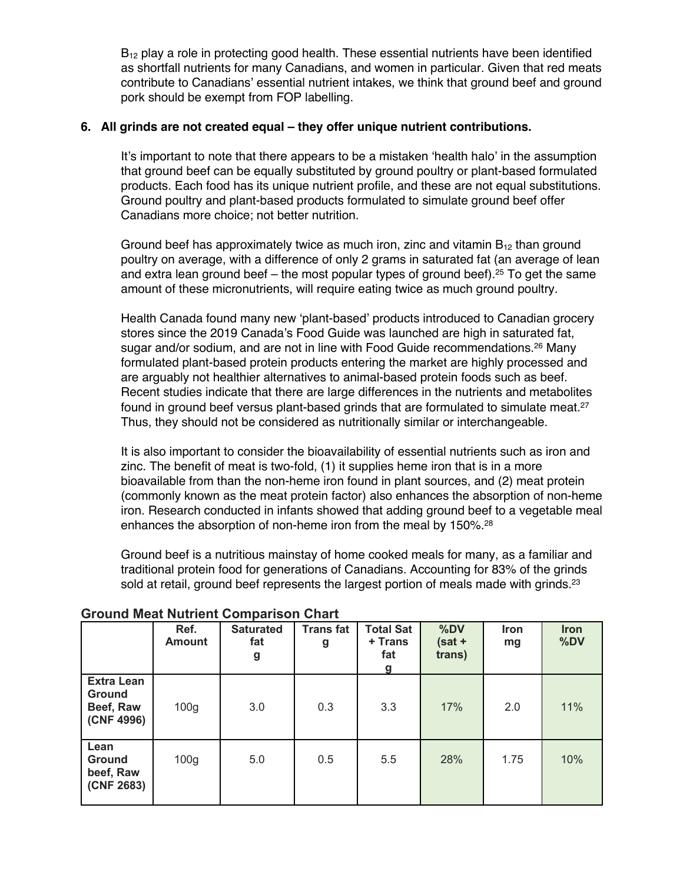$B_{12}$ play a role in protecting good health. These essential nutrients have been identified as shortfall nutrients for many Canadians, and women in particular. Given that red meats contribute to Canadians' essential nutrient intakes, we think that ground beef and ground pork should be exempt from FOP labelling.

**6. All grinds are not created equal – they offer unique nutrient contributions.**

It's important to note that there appears to be a mistaken 'health halo' in the assumption that ground beef can be equally substituted by ground poultry or plant-based formulated products. Each food has its unique nutrient profile, and these are not equal substitutions. Ground poultry and plant-based products formulated to simulate ground beef offer Canadians more choice; not better nutrition.

Ground beef has approximately twice as much iron, zinc and vitamin $B_{12}$ than ground poultry on average, with a difference of only 2 grams in saturated fat (an average of lean and extra lean ground beef – the most popular types of ground beef).[25] To get the same amount of these micronutrients, will require eating twice as much ground poultry.

Health Canada found many new 'plant-based' products introduced to Canadian grocery stores since the 2019 Canada's Food Guide was launched are high in saturated fat, sugar and/or sodium, and are not in line with Food Guide recommendations.[26] Many formulated plant-based protein products entering the market are highly processed and are arguably not healthier alternatives to animal-based protein foods such as beef. Recent studies indicate that there are large differences in the nutrients and metabolites found in ground beef versus plant-based grinds that are formulated to simulate meat.[27] Thus, they should not be considered as nutritionally similar or interchangeable.

It is also important to consider the bioavailability of essential nutrients such as iron and zinc. The benefit of meat is two-fold, (1) it supplies heme iron that is in a more bioavailable from than the non-heme iron found in plant sources, and (2) meat protein (commonly known as the meat protein factor) also enhances the absorption of non-heme iron. Research conducted in infants showed that adding ground beef to a vegetable meal enhances the absorption of non-heme iron from the meal by 150%.[28]

Ground beef is a nutritious mainstay of home cooked meals for many, as a familiar and traditional protein food for generations of Canadians. Accounting for 83% of the grinds sold at retail, ground beef represents the largest portion of meals made with grinds.[23]

**Ground Meat Nutrient Comparison Chart**

| | Ref. Amount | Saturated fat g | Trans fat g | Total Sat + Trans fat g | %DV (sat + trans) | Iron mg | Iron %DV |
|---|---|---|---|---|---|---|---|
| **Extra Lean Ground Beef, Raw (CNF 4996)** | 100g | 3.0 | 0.3 | 3.3 | 17% | 2.0 | 11% |
| **Lean Ground beef, Raw (CNF 2683)** | 100g | 5.0 | 0.5 | 5.5 | 28% | 1.75 | 10% |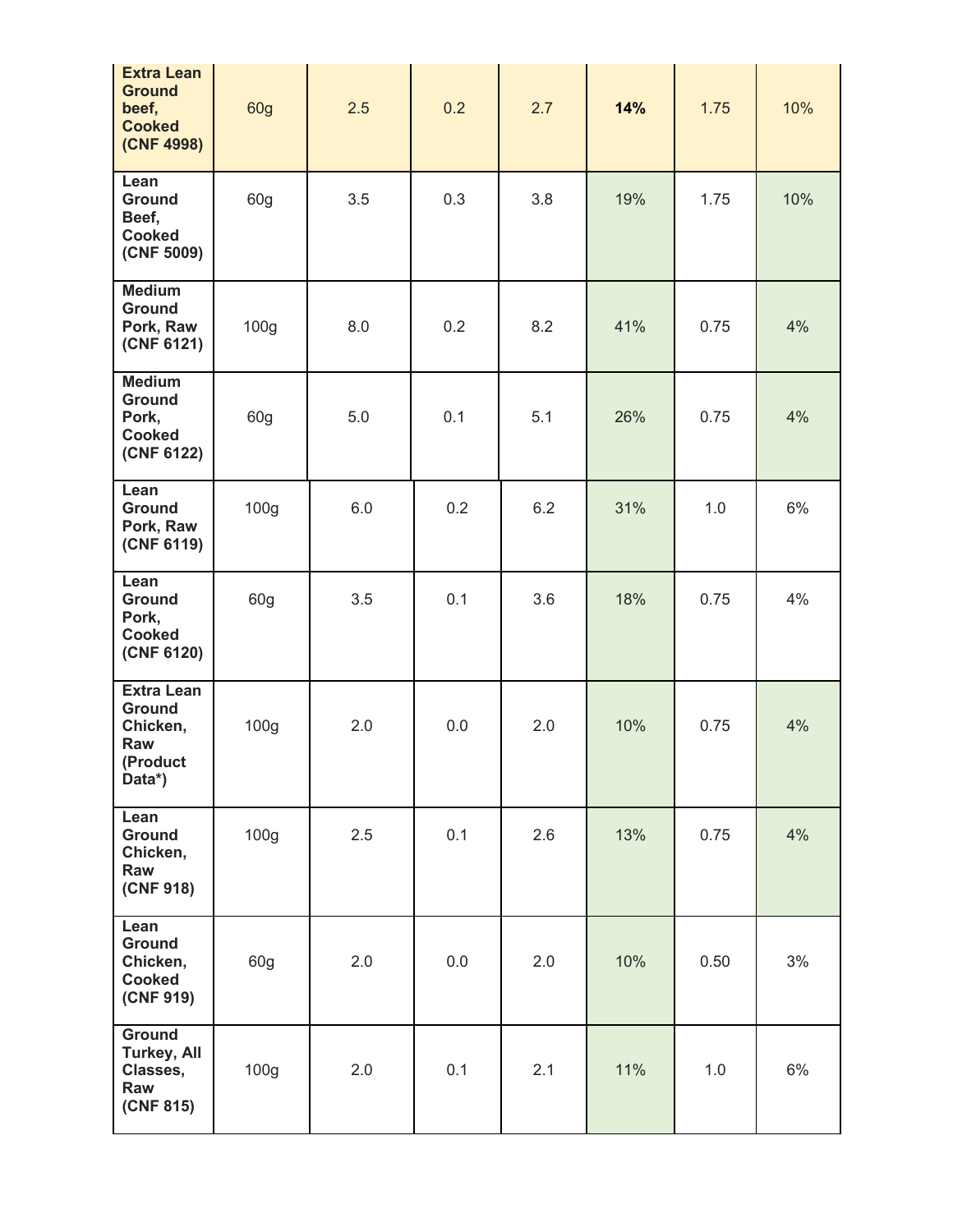| | | | | | | | |
|---|---|---|---|---|---|---|---|
| **Extra Lean Ground beef, Cooked (CNF 4998)** | 60g | 2.5 | 0.2 | 2.7 | **14%** | 1.75 | 10% |
| **Lean Ground Beef, Cooked (CNF 5009)** | 60g | 3.5 | 0.3 | 3.8 | 19% | 1.75 | 10% |
| **Medium Ground Pork, Raw (CNF 6121)** | 100g | 8.0 | 0.2 | 8.2 | 41% | 0.75 | 4% |
| **Medium Ground Pork, Cooked (CNF 6122)** | 60g | 5.0 | 0.1 | 5.1 | 26% | 0.75 | 4% |
| **Lean Ground Pork, Raw (CNF 6119)** | 100g | 6.0 | 0.2 | 6.2 | 31% | 1.0 | 6% |
| **Lean Ground Pork, Cooked (CNF 6120)** | 60g | 3.5 | 0.1 | 3.6 | 18% | 0.75 | 4% |
| **Extra Lean Ground Chicken, Raw (Product Data*)** | 100g | 2.0 | 0.0 | 2.0 | 10% | 0.75 | 4% |
| **Lean Ground Chicken, Raw (CNF 918)** | 100g | 2.5 | 0.1 | 2.6 | 13% | 0.75 | 4% |
| **Lean Ground Chicken, Cooked (CNF 919)** | 60g | 2.0 | 0.0 | 2.0 | 10% | 0.50 | 3% |
| **Ground Turkey, All Classes, Raw (CNF 815)** | 100g | 2.0 | 0.1 | 2.1 | 11% | 1.0 | 6% |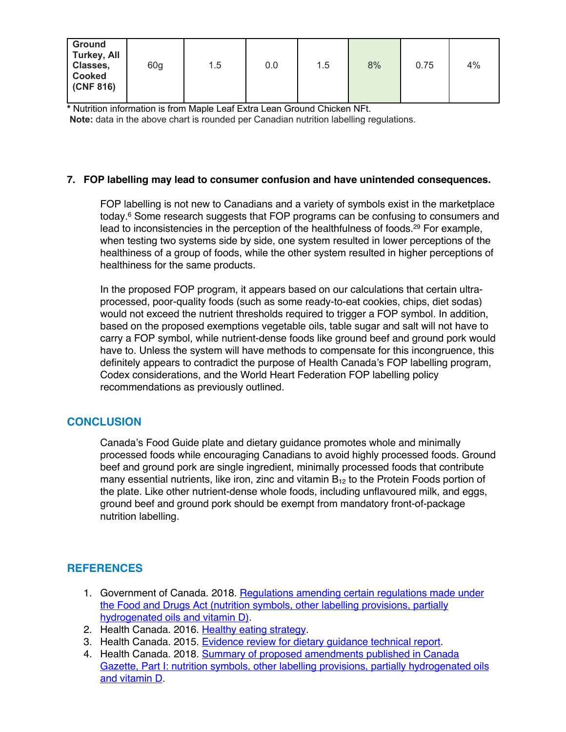| Ground Turkey, All Classes, Cooked (CNF 816) | 60g | 1.5 | 0.0 | 1.5 | 8% | 0.75 | 4% |
|---|---|---|---|---|---|---|---|

\* Nutrition information is from Maple Leaf Extra Lean Ground Chicken NFt.
**Note:** data in the above chart is rounded per Canadian nutrition labelling regulations.

**7. FOP labelling may lead to consumer confusion and have unintended consequences.**

FOP labelling is not new to Canadians and a variety of symbols exist in the marketplace today.[6] Some research suggests that FOP programs can be confusing to consumers and lead to inconsistencies in the perception of the healthfulness of foods.[29] For example, when testing two systems side by side, one system resulted in lower perceptions of the healthiness of a group of foods, while the other system resulted in higher perceptions of healthiness for the same products.

In the proposed FOP program, it appears based on our calculations that certain ultra-processed, poor-quality foods (such as some ready-to-eat cookies, chips, diet sodas) would not exceed the nutrient thresholds required to trigger a FOP symbol. In addition, based on the proposed exemptions vegetable oils, table sugar and salt will not have to carry a FOP symbol, while nutrient-dense foods like ground beef and ground pork would have to. Unless the system will have methods to compensate for this incongruence, this definitely appears to contradict the purpose of Health Canada's FOP labelling program, Codex considerations, and the World Heart Federation FOP labelling policy recommendations as previously outlined.

## CONCLUSION

Canada's Food Guide plate and dietary guidance promotes whole and minimally processed foods while encouraging Canadians to avoid highly processed foods. Ground beef and ground pork are single ingredient, minimally processed foods that contribute many essential nutrients, like iron, zinc and vitamin $B_{12}$ to the Protein Foods portion of the plate. Like other nutrient-dense whole foods, including unflavoured milk, and eggs, ground beef and ground pork should be exempt from mandatory front-of-package nutrition labelling.

## REFERENCES

1. Government of Canada. 2018. Regulations amending certain regulations made under the Food and Drugs Act (nutrition symbols, other labelling provisions, partially hydrogenated oils and vitamin D).
2. Health Canada. 2016. Healthy eating strategy.
3. Health Canada. 2015. Evidence review for dietary guidance technical report.
4. Health Canada. 2018. Summary of proposed amendments published in Canada Gazette, Part I: nutrition symbols, other labelling provisions, partially hydrogenated oils and vitamin D.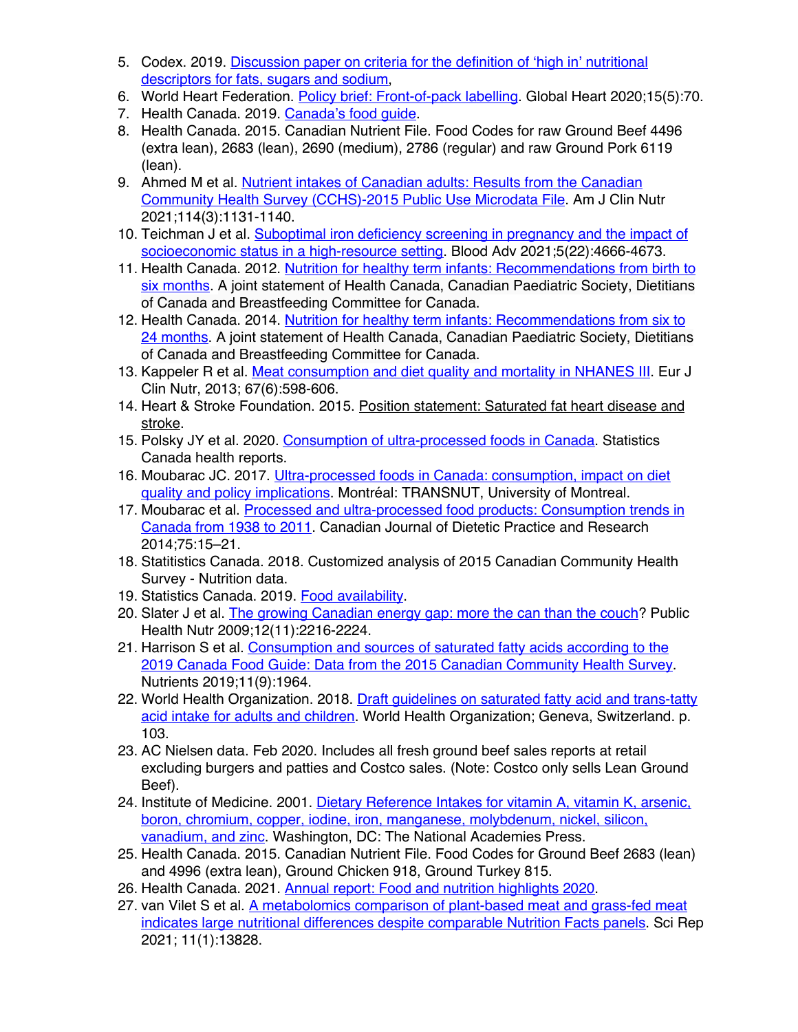5. Codex. 2019. Discussion paper on criteria for the definition of 'high in' nutritional descriptors for fats, sugars and sodium,
6. World Heart Federation. Policy brief: Front-of-pack labelling. Global Heart 2020;15(5):70.
7. Health Canada. 2019. Canada's food guide.
8. Health Canada. 2015. Canadian Nutrient File. Food Codes for raw Ground Beef 4496 (extra lean), 2683 (lean), 2690 (medium), 2786 (regular) and raw Ground Pork 6119 (lean).
9. Ahmed M et al. Nutrient intakes of Canadian adults: Results from the Canadian Community Health Survey (CCHS)-2015 Public Use Microdata File. Am J Clin Nutr 2021;114(3):1131-1140.
10. Teichman J et al. Suboptimal iron deficiency screening in pregnancy and the impact of socioeconomic status in a high-resource setting. Blood Adv 2021;5(22):4666-4673.
11. Health Canada. 2012. Nutrition for healthy term infants: Recommendations from birth to six months. A joint statement of Health Canada, Canadian Paediatric Society, Dietitians of Canada and Breastfeeding Committee for Canada.
12. Health Canada. 2014. Nutrition for healthy term infants: Recommendations from six to 24 months. A joint statement of Health Canada, Canadian Paediatric Society, Dietitians of Canada and Breastfeeding Committee for Canada.
13. Kappeler R et al. Meat consumption and diet quality and mortality in NHANES III. Eur J Clin Nutr, 2013; 67(6):598-606.
14. Heart & Stroke Foundation. 2015. Position statement: Saturated fat heart disease and stroke.
15. Polsky JY et al. 2020. Consumption of ultra-processed foods in Canada. Statistics Canada health reports.
16. Moubarac JC. 2017. Ultra-processed foods in Canada: consumption, impact on diet quality and policy implications. Montréal: TRANSNUT, University of Montreal.
17. Moubarac et al. Processed and ultra-processed food products: Consumption trends in Canada from 1938 to 2011. Canadian Journal of Dietetic Practice and Research 2014;75:15–21.
18. Statitistics Canada. 2018. Customized analysis of 2015 Canadian Community Health Survey - Nutrition data.
19. Statistics Canada. 2019. Food availability.
20. Slater J et al. The growing Canadian energy gap: more the can than the couch? Public Health Nutr 2009;12(11):2216-2224.
21. Harrison S et al. Consumption and sources of saturated fatty acids according to the 2019 Canada Food Guide: Data from the 2015 Canadian Community Health Survey. Nutrients 2019;11(9):1964.
22. World Health Organization. 2018. Draft guidelines on saturated fatty acid and trans-tatty acid intake for adults and children. World Health Organization; Geneva, Switzerland. p. 103.
23. AC Nielsen data. Feb 2020. Includes all fresh ground beef sales reports at retail excluding burgers and patties and Costco sales. (Note: Costco only sells Lean Ground Beef).
24. Institute of Medicine. 2001. Dietary Reference Intakes for vitamin A, vitamin K, arsenic, boron, chromium, copper, iodine, iron, manganese, molybdenum, nickel, silicon, vanadium, and zinc. Washington, DC: The National Academies Press.
25. Health Canada. 2015. Canadian Nutrient File. Food Codes for Ground Beef 2683 (lean) and 4996 (extra lean), Ground Chicken 918, Ground Turkey 815.
26. Health Canada. 2021. Annual report: Food and nutrition highlights 2020.
27. van Vilet S et al. A metabolomics comparison of plant-based meat and grass-fed meat indicates large nutritional differences despite comparable Nutrition Facts panels. Sci Rep 2021; 11(1):13828.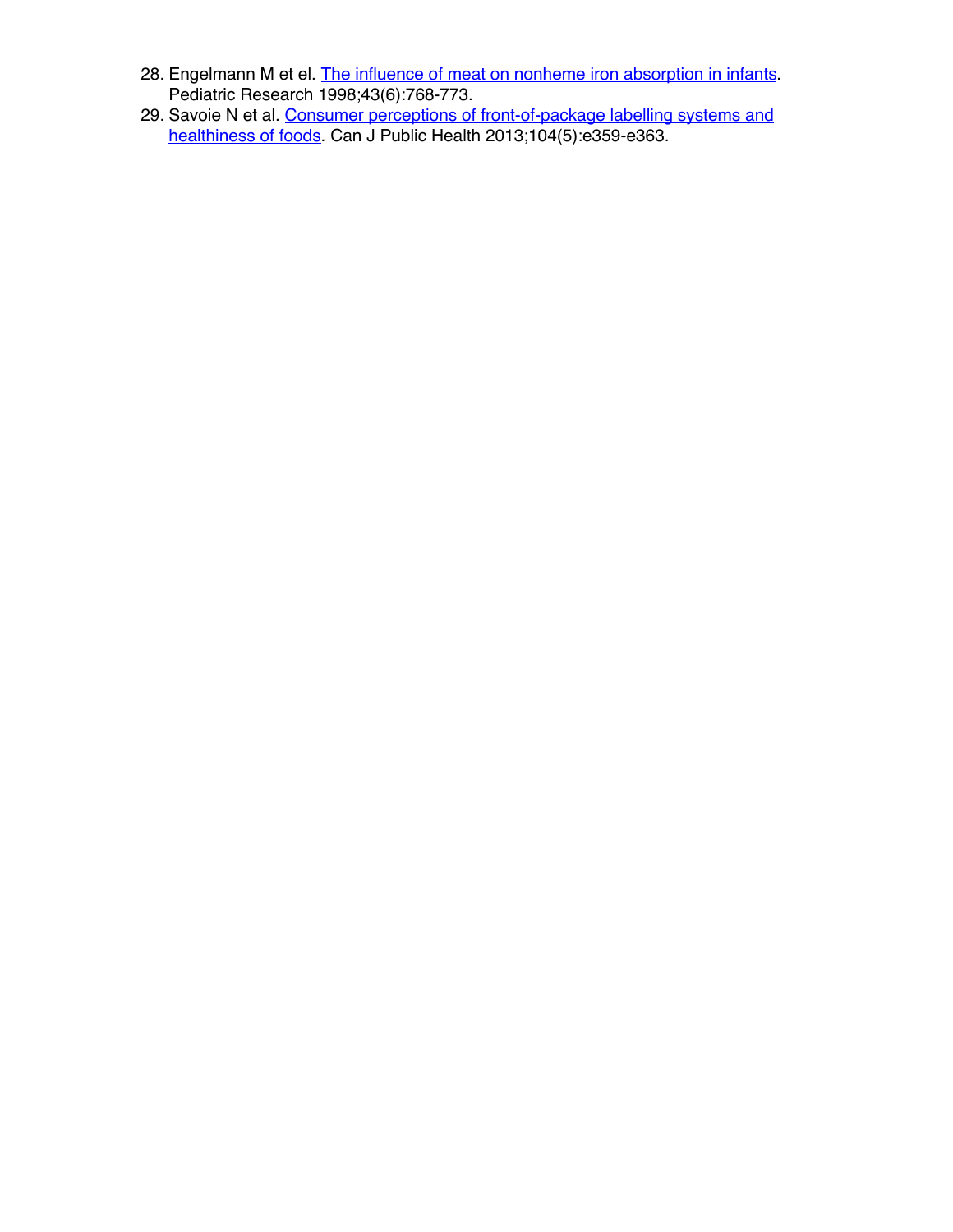28. Engelmann M et el. The influence of meat on nonheme iron absorption in infants. Pediatric Research 1998;43(6):768-773.
29. Savoie N et al. Consumer perceptions of front-of-package labelling systems and healthiness of foods. Can J Public Health 2013;104(5):e359-e363.